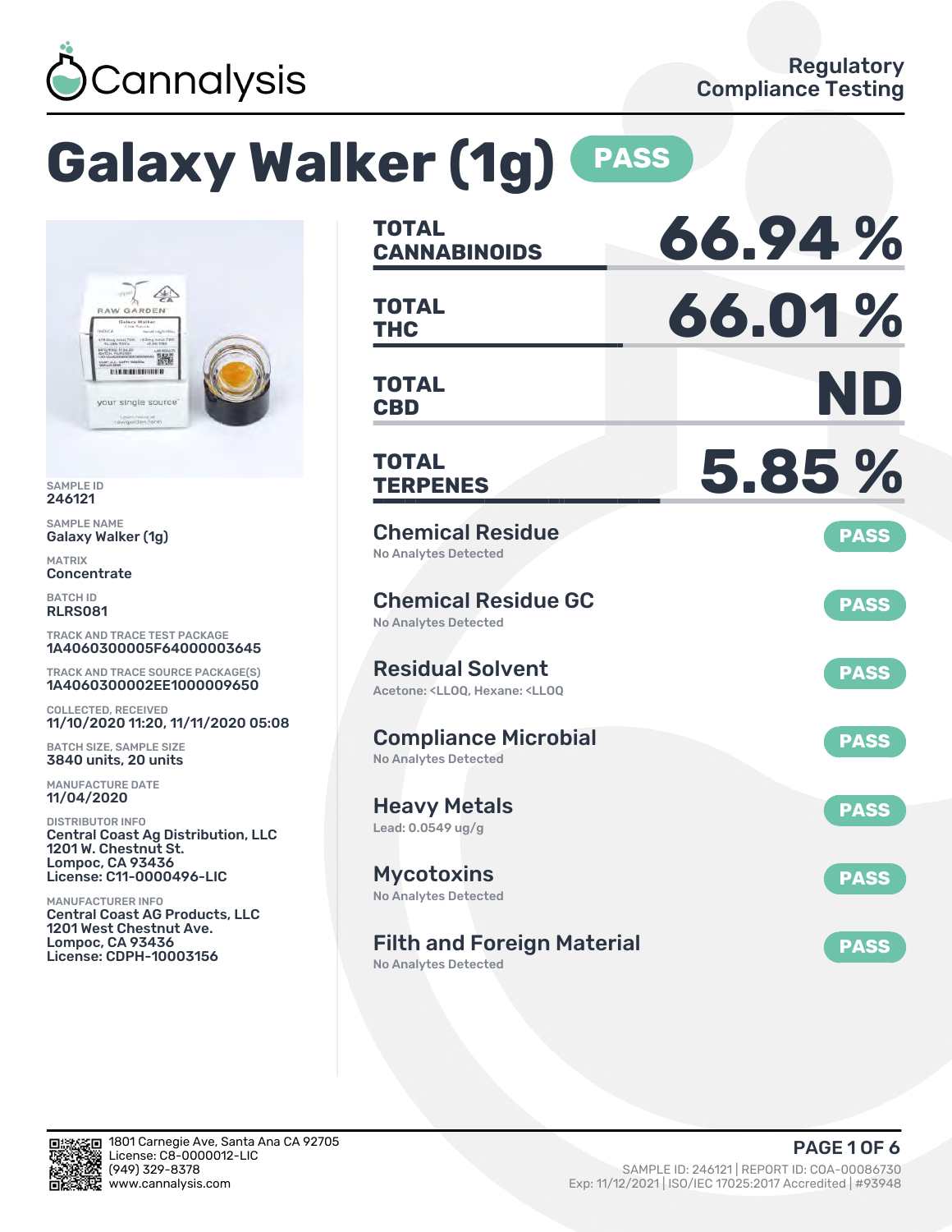Cannalysis

Regulatory Compliance Testing

# Galaxy Walker (1g) PASS

SAMPLE ID
**246121**

SAMPLE NAME
**Galaxy Walker (1g)**

MATRIX
**Concentrate**

BATCH ID
**RLRS081**

TRACK AND TRACE TEST PACKAGE
**1A4060300005F64000003645**

TRACK AND TRACE SOURCE PACKAGE(S)
**1A4060300002EE1000009650**

COLLECTED, RECEIVED
**11/10/2020 11:20, 11/11/2020 05:08**

BATCH SIZE, SAMPLE SIZE
**3840 units, 20 units**

MANUFACTURE DATE
**11/04/2020**

DISTRIBUTOR INFO
**Central Coast Ag Distribution, LLC**
**1201 W. Chestnut St.**
**Lompoc, CA 93436**
**License: C11-0000496-LIC**

MANUFACTURER INFO
**Central Coast AG Products, LLC**
**1201 West Chestnut Ave.**
**Lompoc, CA 93436**
**License: CDPH-10003156**

| | |
|---|---|
| **TOTAL CANNABINOIDS** | **66.94 %** |
| **TOTAL THC** | **66.01 %** |
| **TOTAL CBD** | **ND** |
| **TOTAL TERPENES** | **5.85 %** |

## Chemical Residue — PASS
No Analytes Detected

## Chemical Residue GC — PASS
No Analytes Detected

## Residual Solvent — PASS
Acetone: <LLOQ, Hexane: <LLOQ

## Compliance Microbial — PASS
No Analytes Detected

## Heavy Metals — PASS
Lead: 0.0549 ug/g

## Mycotoxins — PASS
No Analytes Detected

## Filth and Foreign Material — PASS
No Analytes Detected

1801 Carnegie Ave, Santa Ana CA 92705
License: C8-0000012-LIC
(949) 329-8378
www.cannalysis.com

SAMPLE ID: 246121 | REPORT ID: COA-00086730
Exp: 11/12/2021 | ISO/IEC 17025:2017 Accredited | #93948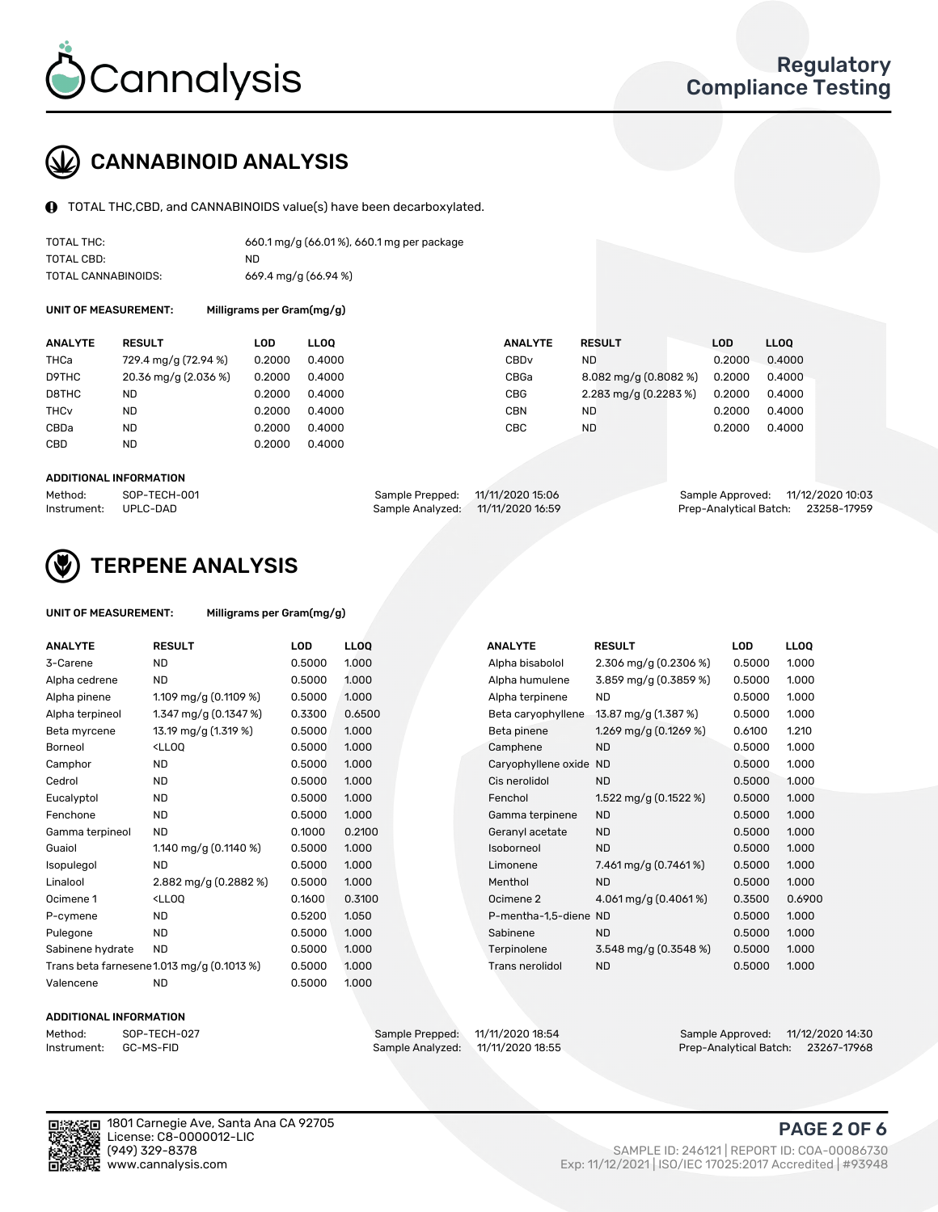# CANNABINOID ANALYSIS

TOTAL THC,CBD, and CANNABINOIDS value(s) have been decarboxylated.

| | |
|---|---|
| TOTAL THC: | 660.1 mg/g (66.01 %), 660.1 mg per package |
| TOTAL CBD: | ND |
| TOTAL CANNABINOIDS: | 669.4 mg/g (66.94 %) |

**UNIT OF MEASUREMENT:** Milligrams per Gram(mg/g)

| ANALYTE | RESULT | LOD | LLOQ | ANALYTE | RESULT | LOD | LLOQ |
|---|---|---|---|---|---|---|---|
| THCa | 729.4 mg/g (72.94 %) | 0.2000 | 0.4000 | CBDv | ND | 0.2000 | 0.4000 |
| D9THC | 20.36 mg/g (2.036 %) | 0.2000 | 0.4000 | CBGa | 8.082 mg/g (0.8082 %) | 0.2000 | 0.4000 |
| D8THC | ND | 0.2000 | 0.4000 | CBG | 2.283 mg/g (0.2283 %) | 0.2000 | 0.4000 |
| THCv | ND | 0.2000 | 0.4000 | CBN | ND | 0.2000 | 0.4000 |
| CBDa | ND | 0.2000 | 0.4000 | CBC | ND | 0.2000 | 0.4000 |
| CBD | ND | 0.2000 | 0.4000 | | | | |

**ADDITIONAL INFORMATION**

| | | | | | |
|---|---|---|---|---|---|
| Method: | SOP-TECH-001 | Sample Prepped: | 11/11/2020 15:06 | Sample Approved: | 11/12/2020 10:03 |
| Instrument: | UPLC-DAD | Sample Analyzed: | 11/11/2020 16:59 | Prep-Analytical Batch: | 23258-17959 |

# TERPENE ANALYSIS

**UNIT OF MEASUREMENT:** Milligrams per Gram(mg/g)

| ANALYTE | RESULT | LOD | LLOQ | ANALYTE | RESULT | LOD | LLOQ |
|---|---|---|---|---|---|---|---|
| 3-Carene | ND | 0.5000 | 1.000 | Alpha bisabolol | 2.306 mg/g (0.2306 %) | 0.5000 | 1.000 |
| Alpha cedrene | ND | 0.5000 | 1.000 | Alpha humulene | 3.859 mg/g (0.3859 %) | 0.5000 | 1.000 |
| Alpha pinene | 1.109 mg/g (0.1109 %) | 0.5000 | 1.000 | Alpha terpinene | ND | 0.5000 | 1.000 |
| Alpha terpineol | 1.347 mg/g (0.1347 %) | 0.3300 | 0.6500 | Beta caryophyllene | 13.87 mg/g (1.387 %) | 0.5000 | 1.000 |
| Beta myrcene | 13.19 mg/g (1.319 %) | 0.5000 | 1.000 | Beta pinene | 1.269 mg/g (0.1269 %) | 0.6100 | 1.210 |
| Borneol | <LLOQ | 0.5000 | 1.000 | Camphene | ND | 0.5000 | 1.000 |
| Camphor | ND | 0.5000 | 1.000 | Caryophyllene oxide | ND | 0.5000 | 1.000 |
| Cedrol | ND | 0.5000 | 1.000 | Cis nerolidol | ND | 0.5000 | 1.000 |
| Eucalyptol | ND | 0.5000 | 1.000 | Fenchol | 1.522 mg/g (0.1522 %) | 0.5000 | 1.000 |
| Fenchone | ND | 0.5000 | 1.000 | Gamma terpinene | ND | 0.5000 | 1.000 |
| Gamma terpineol | ND | 0.1000 | 0.2100 | Geranyl acetate | ND | 0.5000 | 1.000 |
| Guaiol | 1.140 mg/g (0.1140 %) | 0.5000 | 1.000 | Isoborneol | ND | 0.5000 | 1.000 |
| Isopulegol | ND | 0.5000 | 1.000 | Limonene | 7.461 mg/g (0.7461 %) | 0.5000 | 1.000 |
| Linalool | 2.882 mg/g (0.2882 %) | 0.5000 | 1.000 | Menthol | ND | 0.5000 | 1.000 |
| Ocimene 1 | <LLOQ | 0.1600 | 0.3100 | Ocimene 2 | 4.061 mg/g (0.4061 %) | 0.3500 | 0.6900 |
| P-cymene | ND | 0.5200 | 1.050 | P-mentha-1,5-diene | ND | 0.5000 | 1.000 |
| Pulegone | ND | 0.5000 | 1.000 | Sabinene | ND | 0.5000 | 1.000 |
| Sabinene hydrate | ND | 0.5000 | 1.000 | Terpinolene | 3.548 mg/g (0.3548 %) | 0.5000 | 1.000 |
| Trans beta farnesene | 1.013 mg/g (0.1013 %) | 0.5000 | 1.000 | Trans nerolidol | ND | 0.5000 | 1.000 |
| Valencene | ND | 0.5000 | 1.000 | | | | |

**ADDITIONAL INFORMATION**

| | | | | | |
|---|---|---|---|---|---|
| Method: | SOP-TECH-027 | Sample Prepped: | 11/11/2020 18:54 | Sample Approved: | 11/12/2020 14:30 |
| Instrument: | GC-MS-FID | Sample Analyzed: | 11/11/2020 18:55 | Prep-Analytical Batch: | 23267-17968 |

1801 Carnegie Ave, Santa Ana CA 92705
License: C8-0000012-LIC
(949) 329-8378
www.cannalysis.com

SAMPLE ID: 246121 | REPORT ID: COA-00086730
Exp: 11/12/2021 | ISO/IEC 17025:2017 Accredited | #93948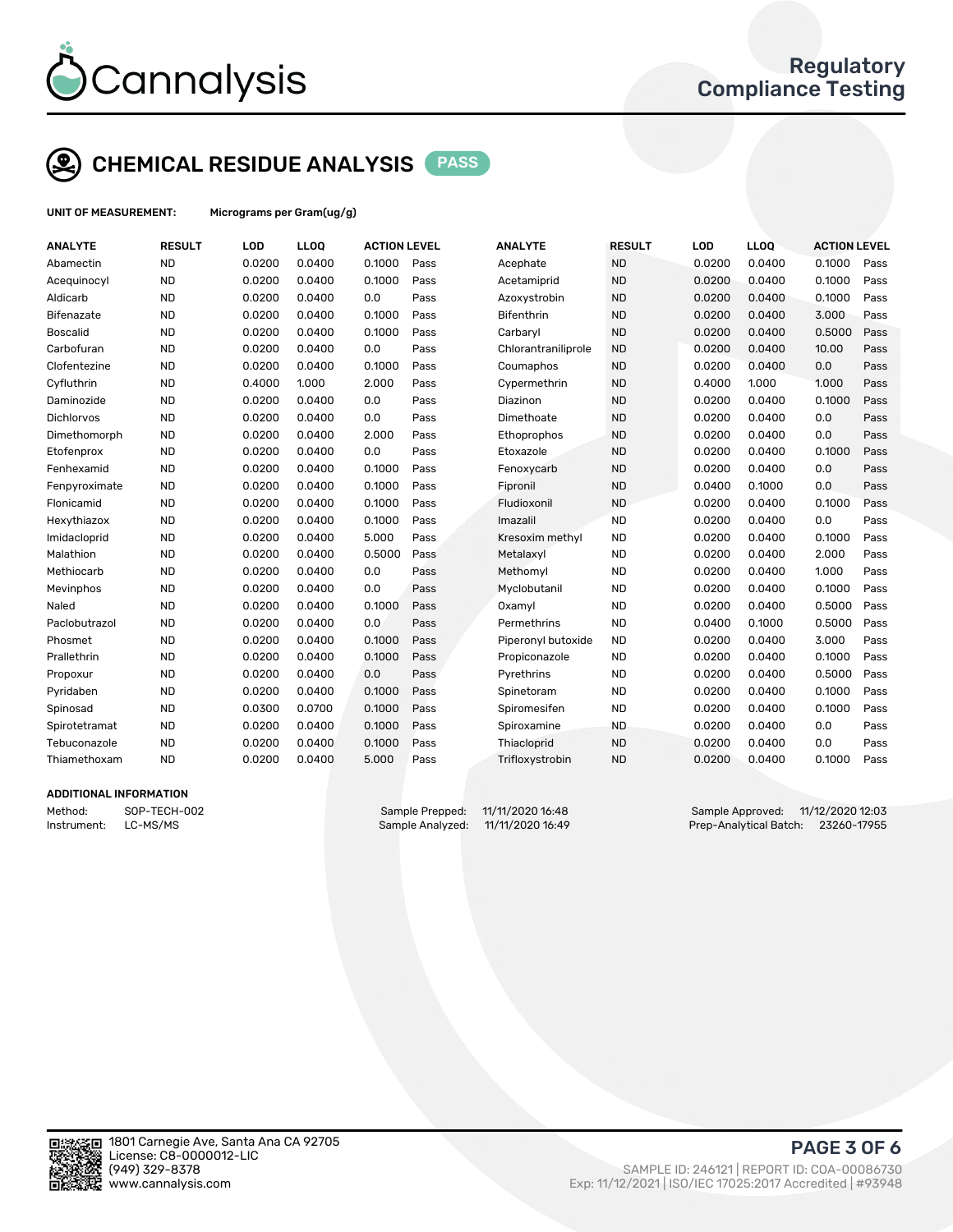# Cannalysis

Regulatory Compliance Testing

## CHEMICAL RESIDUE ANALYSIS PASS

**UNIT OF MEASUREMENT:** Micrograms per Gram(ug/g)

| ANALYTE | RESULT | LOD | LLOQ | ACTION LEVEL | | ANALYTE | RESULT | LOD | LLOQ | ACTION LEVEL | |
|---|---|---|---|---|---|---|---|---|---|---|---|
| Abamectin | ND | 0.0200 | 0.0400 | 0.1000 | Pass | Acephate | ND | 0.0200 | 0.0400 | 0.1000 | Pass |
| Acequinocyl | ND | 0.0200 | 0.0400 | 0.1000 | Pass | Acetamiprid | ND | 0.0200 | 0.0400 | 0.1000 | Pass |
| Aldicarb | ND | 0.0200 | 0.0400 | 0.0 | Pass | Azoxystrobin | ND | 0.0200 | 0.0400 | 0.1000 | Pass |
| Bifenazate | ND | 0.0200 | 0.0400 | 0.1000 | Pass | Bifenthrin | ND | 0.0200 | 0.0400 | 3.000 | Pass |
| Boscalid | ND | 0.0200 | 0.0400 | 0.1000 | Pass | Carbaryl | ND | 0.0200 | 0.0400 | 0.5000 | Pass |
| Carbofuran | ND | 0.0200 | 0.0400 | 0.0 | Pass | Chlorantraniliprole | ND | 0.0200 | 0.0400 | 10.00 | Pass |
| Clofentezine | ND | 0.0200 | 0.0400 | 0.1000 | Pass | Coumaphos | ND | 0.0200 | 0.0400 | 0.0 | Pass |
| Cyfluthrin | ND | 0.4000 | 1.000 | 2.000 | Pass | Cypermethrin | ND | 0.4000 | 1.000 | 1.000 | Pass |
| Daminozide | ND | 0.0200 | 0.0400 | 0.0 | Pass | Diazinon | ND | 0.0200 | 0.0400 | 0.1000 | Pass |
| Dichlorvos | ND | 0.0200 | 0.0400 | 0.0 | Pass | Dimethoate | ND | 0.0200 | 0.0400 | 0.0 | Pass |
| Dimethomorph | ND | 0.0200 | 0.0400 | 2.000 | Pass | Ethoprophos | ND | 0.0200 | 0.0400 | 0.0 | Pass |
| Etofenprox | ND | 0.0200 | 0.0400 | 0.0 | Pass | Etoxazole | ND | 0.0200 | 0.0400 | 0.1000 | Pass |
| Fenhexamid | ND | 0.0200 | 0.0400 | 0.1000 | Pass | Fenoxycarb | ND | 0.0200 | 0.0400 | 0.0 | Pass |
| Fenpyroximate | ND | 0.0200 | 0.0400 | 0.1000 | Pass | Fipronil | ND | 0.0400 | 0.1000 | 0.0 | Pass |
| Flonicamid | ND | 0.0200 | 0.0400 | 0.1000 | Pass | Fludioxonil | ND | 0.0200 | 0.0400 | 0.1000 | Pass |
| Hexythiazox | ND | 0.0200 | 0.0400 | 0.1000 | Pass | Imazalil | ND | 0.0200 | 0.0400 | 0.0 | Pass |
| Imidacloprid | ND | 0.0200 | 0.0400 | 5.000 | Pass | Kresoxim methyl | ND | 0.0200 | 0.0400 | 0.1000 | Pass |
| Malathion | ND | 0.0200 | 0.0400 | 0.5000 | Pass | Metalaxyl | ND | 0.0200 | 0.0400 | 2.000 | Pass |
| Methiocarb | ND | 0.0200 | 0.0400 | 0.0 | Pass | Methomyl | ND | 0.0200 | 0.0400 | 1.000 | Pass |
| Mevinphos | ND | 0.0200 | 0.0400 | 0.0 | Pass | Myclobutanil | ND | 0.0200 | 0.0400 | 0.1000 | Pass |
| Naled | ND | 0.0200 | 0.0400 | 0.1000 | Pass | Oxamyl | ND | 0.0200 | 0.0400 | 0.5000 | Pass |
| Paclobutrazol | ND | 0.0200 | 0.0400 | 0.0 | Pass | Permethrins | ND | 0.0400 | 0.1000 | 0.5000 | Pass |
| Phosmet | ND | 0.0200 | 0.0400 | 0.1000 | Pass | Piperonyl butoxide | ND | 0.0200 | 0.0400 | 3.000 | Pass |
| Prallethrin | ND | 0.0200 | 0.0400 | 0.1000 | Pass | Propiconazole | ND | 0.0200 | 0.0400 | 0.1000 | Pass |
| Propoxur | ND | 0.0200 | 0.0400 | 0.0 | Pass | Pyrethrins | ND | 0.0200 | 0.0400 | 0.5000 | Pass |
| Pyridaben | ND | 0.0200 | 0.0400 | 0.1000 | Pass | Spinetoram | ND | 0.0200 | 0.0400 | 0.1000 | Pass |
| Spinosad | ND | 0.0300 | 0.0700 | 0.1000 | Pass | Spiromesifen | ND | 0.0200 | 0.0400 | 0.1000 | Pass |
| Spirotetramat | ND | 0.0200 | 0.0400 | 0.1000 | Pass | Spiroxamine | ND | 0.0200 | 0.0400 | 0.0 | Pass |
| Tebuconazole | ND | 0.0200 | 0.0400 | 0.1000 | Pass | Thiacloprid | ND | 0.0200 | 0.0400 | 0.0 | Pass |
| Thiamethoxam | ND | 0.0200 | 0.0400 | 5.000 | Pass | Trifloxystrobin | ND | 0.0200 | 0.0400 | 0.1000 | Pass |

### ADDITIONAL INFORMATION

Method: SOP-TECH-002
Instrument: LC-MS/MS

Sample Prepped: 11/11/2020 16:48
Sample Analyzed: 11/11/2020 16:49

Sample Approved: 11/12/2020 12:03
Prep-Analytical Batch: 23260-17955

1801 Carnegie Ave, Santa Ana CA 92705
License: C8-0000012-LIC
(949) 329-8378
www.cannalysis.com

SAMPLE ID: 246121 | REPORT ID: COA-00086730
Exp: 11/12/2021 | ISO/IEC 17025:2017 Accredited | #93948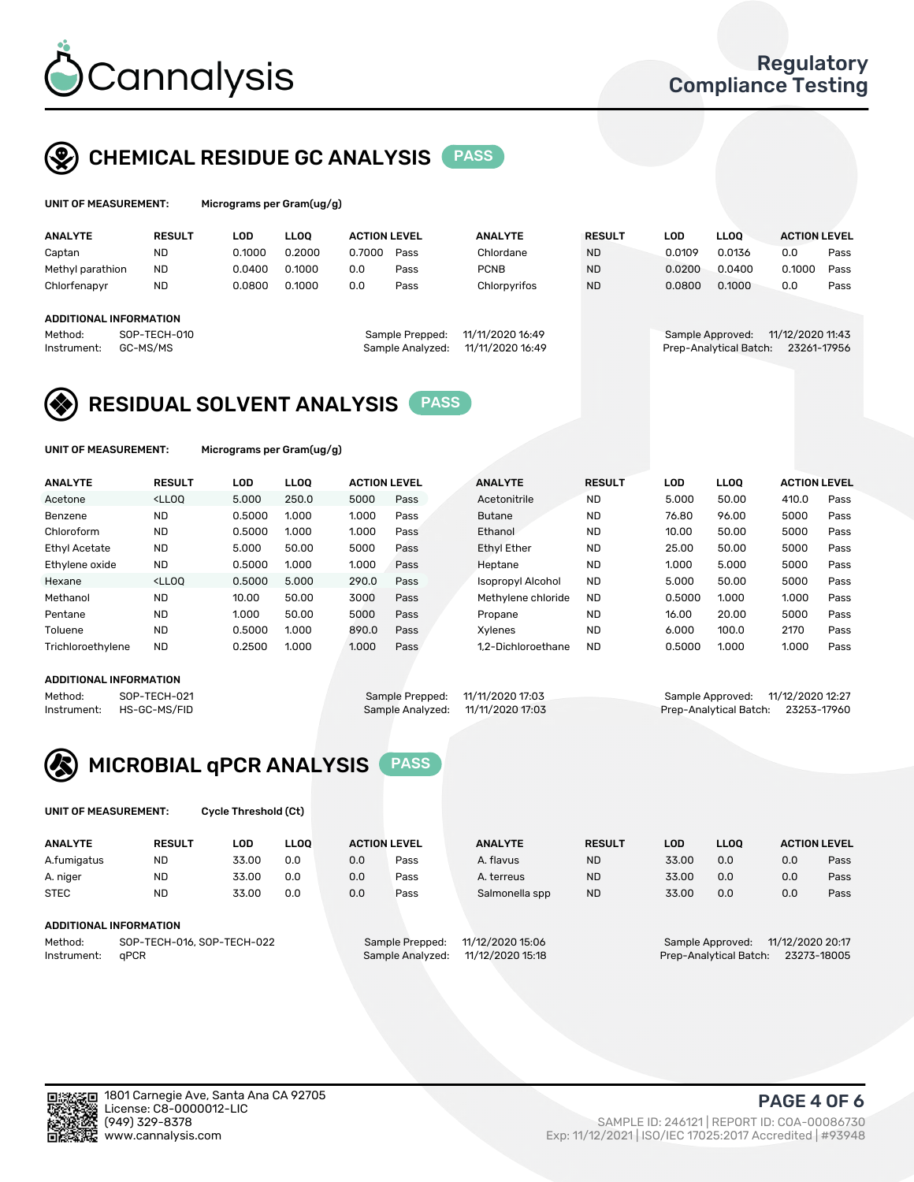# Cannalysis

Regulatory Compliance Testing

## CHEMICAL RESIDUE GC ANALYSIS PASS

**UNIT OF MEASUREMENT:** Micrograms per Gram(ug/g)

| ANALYTE | RESULT | LOD | LLOQ | ACTION LEVEL | | ANALYTE | RESULT | LOD | LLOQ | ACTION LEVEL | |
|---|---|---|---|---|---|---|---|---|---|---|---|
| Captan | ND | 0.1000 | 0.2000 | 0.7000 | Pass | Chlordane | ND | 0.0109 | 0.0136 | 0.0 | Pass |
| Methyl parathion | ND | 0.0400 | 0.1000 | 0.0 | Pass | PCNB | ND | 0.0200 | 0.0400 | 0.1000 | Pass |
| Chlorfenapyr | ND | 0.0800 | 0.1000 | 0.0 | Pass | Chlorpyrifos | ND | 0.0800 | 0.1000 | 0.0 | Pass |

**ADDITIONAL INFORMATION**

Method: SOP-TECH-010
Instrument: GC-MS/MS
Sample Prepped: 11/11/2020 16:49
Sample Analyzed: 11/11/2020 16:49
Sample Approved: 11/12/2020 11:43
Prep-Analytical Batch: 23261-17956

## RESIDUAL SOLVENT ANALYSIS PASS

**UNIT OF MEASUREMENT:** Micrograms per Gram(ug/g)

| ANALYTE | RESULT | LOD | LLOQ | ACTION LEVEL | | ANALYTE | RESULT | LOD | LLOQ | ACTION LEVEL | |
|---|---|---|---|---|---|---|---|---|---|---|---|
| Acetone | <LLOQ | 5.000 | 250.0 | 5000 | Pass | Acetonitrile | ND | 5.000 | 50.00 | 410.0 | Pass |
| Benzene | ND | 0.5000 | 1.000 | 1.000 | Pass | Butane | ND | 76.80 | 96.00 | 5000 | Pass |
| Chloroform | ND | 0.5000 | 1.000 | 1.000 | Pass | Ethanol | ND | 10.00 | 50.00 | 5000 | Pass |
| Ethyl Acetate | ND | 5.000 | 50.00 | 5000 | Pass | Ethyl Ether | ND | 25.00 | 50.00 | 5000 | Pass |
| Ethylene oxide | ND | 0.5000 | 1.000 | 1.000 | Pass | Heptane | ND | 1.000 | 5.000 | 5000 | Pass |
| Hexane | <LLOQ | 0.5000 | 5.000 | 290.0 | Pass | Isopropyl Alcohol | ND | 5.000 | 50.00 | 5000 | Pass |
| Methanol | ND | 10.00 | 50.00 | 3000 | Pass | Methylene chloride | ND | 0.5000 | 1.000 | 1.000 | Pass |
| Pentane | ND | 1.000 | 50.00 | 5000 | Pass | Propane | ND | 16.00 | 20.00 | 5000 | Pass |
| Toluene | ND | 0.5000 | 1.000 | 890.0 | Pass | Xylenes | ND | 6.000 | 100.0 | 2170 | Pass |
| Trichloroethylene | ND | 0.2500 | 1.000 | 1.000 | Pass | 1,2-Dichloroethane | ND | 0.5000 | 1.000 | 1.000 | Pass |

**ADDITIONAL INFORMATION**

Method: SOP-TECH-021
Instrument: HS-GC-MS/FID
Sample Prepped: 11/11/2020 17:03
Sample Analyzed: 11/11/2020 17:03
Sample Approved: 11/12/2020 12:27
Prep-Analytical Batch: 23253-17960

## MICROBIAL qPCR ANALYSIS PASS

**UNIT OF MEASUREMENT:** Cycle Threshold (Ct)

| ANALYTE | RESULT | LOD | LLOQ | ACTION LEVEL | | ANALYTE | RESULT | LOD | LLOQ | ACTION LEVEL | |
|---|---|---|---|---|---|---|---|---|---|---|---|
| A.fumigatus | ND | 33.00 | 0.0 | 0.0 | Pass | A. flavus | ND | 33.00 | 0.0 | 0.0 | Pass |
| A. niger | ND | 33.00 | 0.0 | 0.0 | Pass | A. terreus | ND | 33.00 | 0.0 | 0.0 | Pass |
| STEC | ND | 33.00 | 0.0 | 0.0 | Pass | Salmonella spp | ND | 33.00 | 0.0 | 0.0 | Pass |

**ADDITIONAL INFORMATION**

Method: SOP-TECH-016, SOP-TECH-022
Instrument: qPCR
Sample Prepped: 11/12/2020 15:06
Sample Analyzed: 11/12/2020 15:18
Sample Approved: 11/12/2020 20:17
Prep-Analytical Batch: 23273-18005

1801 Carnegie Ave, Santa Ana CA 92705
License: C8-0000012-LIC
(949) 329-8378
www.cannalysis.com

SAMPLE ID: 246121 | REPORT ID: COA-00086730
Exp: 11/12/2021 | ISO/IEC 17025:2017 Accredited | #93948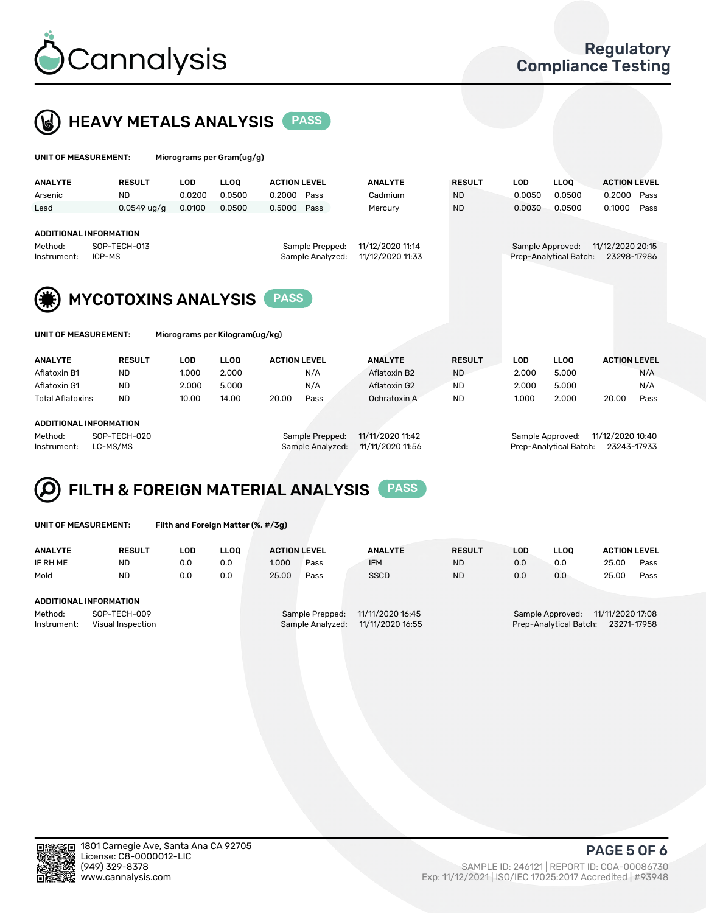Cannalysis

Regulatory Compliance Testing

## HEAVY METALS ANALYSIS PASS

**UNIT OF MEASUREMENT:** Micrograms per Gram(ug/g)

| ANALYTE | RESULT | LOD | LLOQ | ACTION LEVEL | | ANALYTE | RESULT | LOD | LLOQ | ACTION LEVEL | |
|---|---|---|---|---|---|---|---|---|---|---|---|
| Arsenic | ND | 0.0200 | 0.0500 | 0.2000 | Pass | Cadmium | ND | 0.0050 | 0.0500 | 0.2000 | Pass |
| Lead | 0.0549 ug/g | 0.0100 | 0.0500 | 0.5000 | Pass | Mercury | ND | 0.0030 | 0.0500 | 0.1000 | Pass |

**ADDITIONAL INFORMATION**

Method: SOP-TECH-013
Instrument: ICP-MS

Sample Prepped: 11/12/2020 11:14
Sample Analyzed: 11/12/2020 11:33

Sample Approved: 11/12/2020 20:15
Prep-Analytical Batch: 23298-17986

## MYCOTOXINS ANALYSIS PASS

**UNIT OF MEASUREMENT:** Micrograms per Kilogram(ug/kg)

| ANALYTE | RESULT | LOD | LLOQ | ACTION LEVEL | | ANALYTE | RESULT | LOD | LLOQ | ACTION LEVEL | |
|---|---|---|---|---|---|---|---|---|---|---|---|
| Aflatoxin B1 | ND | 1.000 | 2.000 | | N/A | Aflatoxin B2 | ND | 2.000 | 5.000 | | N/A |
| Aflatoxin G1 | ND | 2.000 | 5.000 | | N/A | Aflatoxin G2 | ND | 2.000 | 5.000 | | N/A |
| Total Aflatoxins | ND | 10.00 | 14.00 | 20.00 | Pass | Ochratoxin A | ND | 1.000 | 2.000 | 20.00 | Pass |

**ADDITIONAL INFORMATION**

Method: SOP-TECH-020
Instrument: LC-MS/MS

Sample Prepped: 11/11/2020 11:42
Sample Analyzed: 11/11/2020 11:56

Sample Approved: 11/12/2020 10:40
Prep-Analytical Batch: 23243-17933

## FILTH & FOREIGN MATERIAL ANALYSIS PASS

**UNIT OF MEASUREMENT:** Filth and Foreign Matter (%, #/3g)

| ANALYTE | RESULT | LOD | LLOQ | ACTION LEVEL | | ANALYTE | RESULT | LOD | LLOQ | ACTION LEVEL | |
|---|---|---|---|---|---|---|---|---|---|---|---|
| IF RH ME | ND | 0.0 | 0.0 | 1.000 | Pass | IFM | ND | 0.0 | 0.0 | 25.00 | Pass |
| Mold | ND | 0.0 | 0.0 | 25.00 | Pass | SSCD | ND | 0.0 | 0.0 | 25.00 | Pass |

**ADDITIONAL INFORMATION**

Method: SOP-TECH-009
Instrument: Visual Inspection

Sample Prepped: 11/11/2020 16:45
Sample Analyzed: 11/11/2020 16:55

Sample Approved: 11/11/2020 17:08
Prep-Analytical Batch: 23271-17958

1801 Carnegie Ave, Santa Ana CA 92705
License: C8-0000012-LIC
(949) 329-8378
www.cannalysis.com

SAMPLE ID: 246121 | REPORT ID: COA-00086730
Exp: 11/12/2021 | ISO/IEC 17025:2017 Accredited | #93948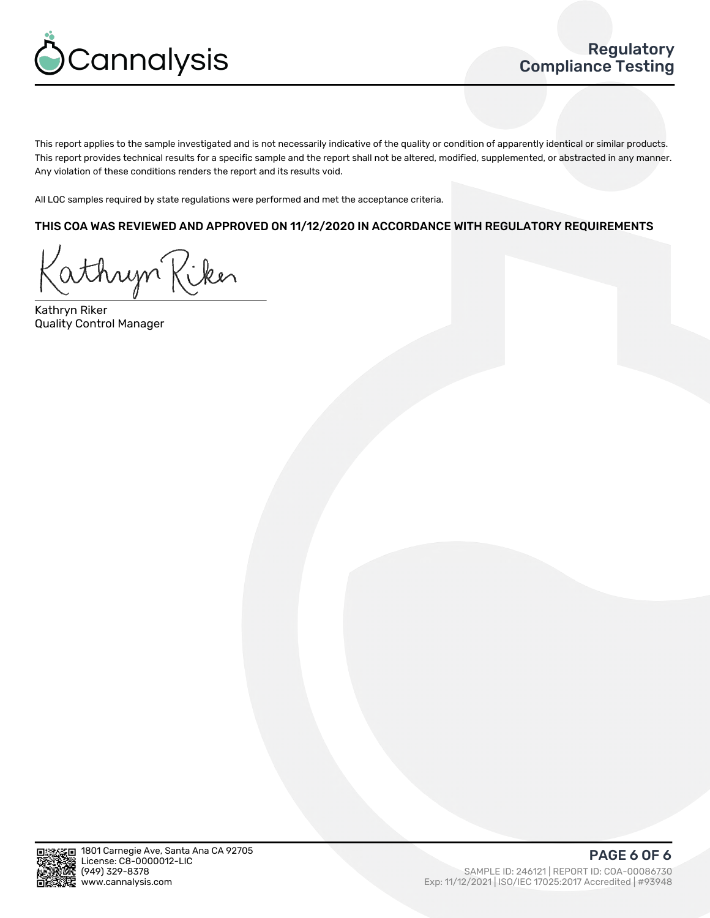This report applies to the sample investigated and is not necessarily indicative of the quality or condition of apparently identical or similar products. This report provides technical results for a specific sample and the report shall not be altered, modified, supplemented, or abstracted in any manner. Any violation of these conditions renders the report and its results void.

All LQC samples required by state regulations were performed and met the acceptance criteria.

**THIS COA WAS REVIEWED AND APPROVED ON 11/12/2020 IN ACCORDANCE WITH REGULATORY REQUIREMENTS**

Kathryn Riker
Quality Control Manager

1801 Carnegie Ave, Santa Ana CA 92705
License: C8-0000012-LIC
(949) 329-8378
www.cannalysis.com

SAMPLE ID: 246121 | REPORT ID: COA-00086730
Exp: 11/12/2021 | ISO/IEC 17025:2017 Accredited | #93948